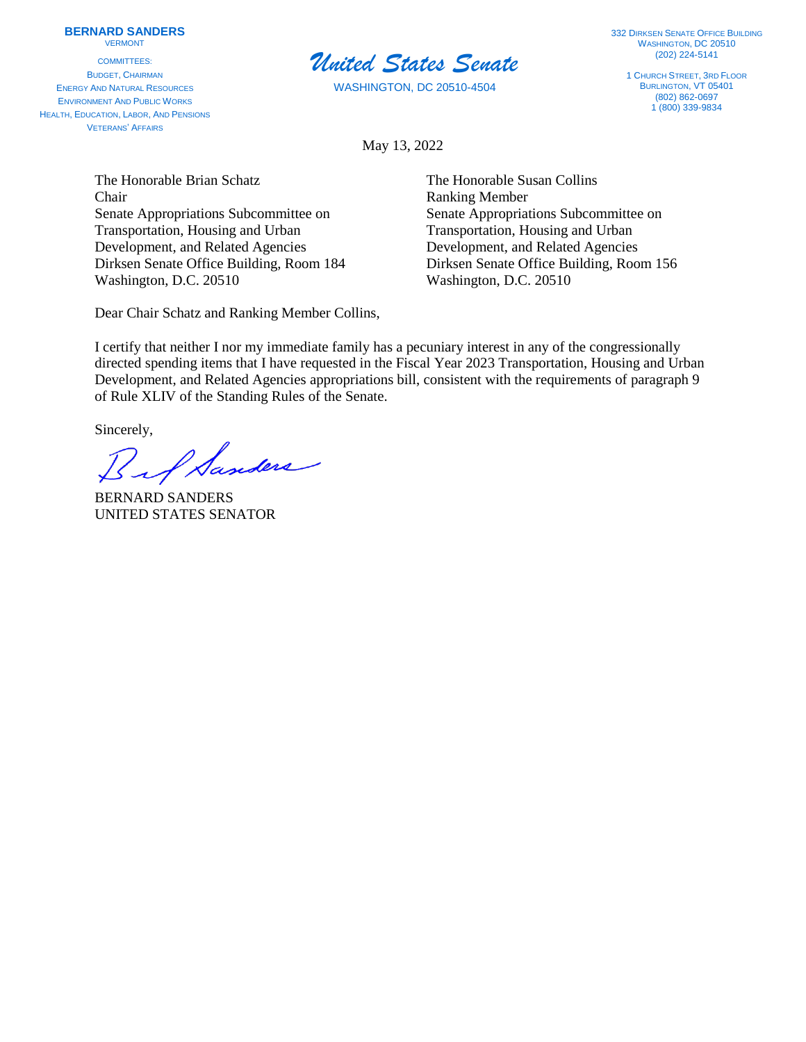**BERNARD SANDERS**
VERMONT

COMMITTEES:
BUDGET, CHAIRMAN
ENERGY AND NATURAL RESOURCES
ENVIRONMENT AND PUBLIC WORKS
HEALTH, EDUCATION, LABOR, AND PENSIONS
VETERANS' AFFAIRS

***United States Senate***

WASHINGTON, DC 20510-4504

332 DIRKSEN SENATE OFFICE BUILDING
WASHINGTON, DC 20510
(202) 224-5141

1 CHURCH STREET, 3RD FLOOR
BURLINGTON, VT 05401
(802) 862-0697
1 (800) 339-9834

May 13, 2022

The Honorable Brian Schatz
Chair
Senate Appropriations Subcommittee on
Transportation, Housing and Urban
Development, and Related Agencies
Dirksen Senate Office Building, Room 184
Washington, D.C. 20510

The Honorable Susan Collins
Ranking Member
Senate Appropriations Subcommittee on
Transportation, Housing and Urban
Development, and Related Agencies
Dirksen Senate Office Building, Room 156
Washington, D.C. 20510

Dear Chair Schatz and Ranking Member Collins,

I certify that neither I nor my immediate family has a pecuniary interest in any of the congressionally directed spending items that I have requested in the Fiscal Year 2023 Transportation, Housing and Urban Development, and Related Agencies appropriations bill, consistent with the requirements of paragraph 9 of Rule XLIV of the Standing Rules of the Senate.

Sincerely,

BERNARD SANDERS
UNITED STATES SENATOR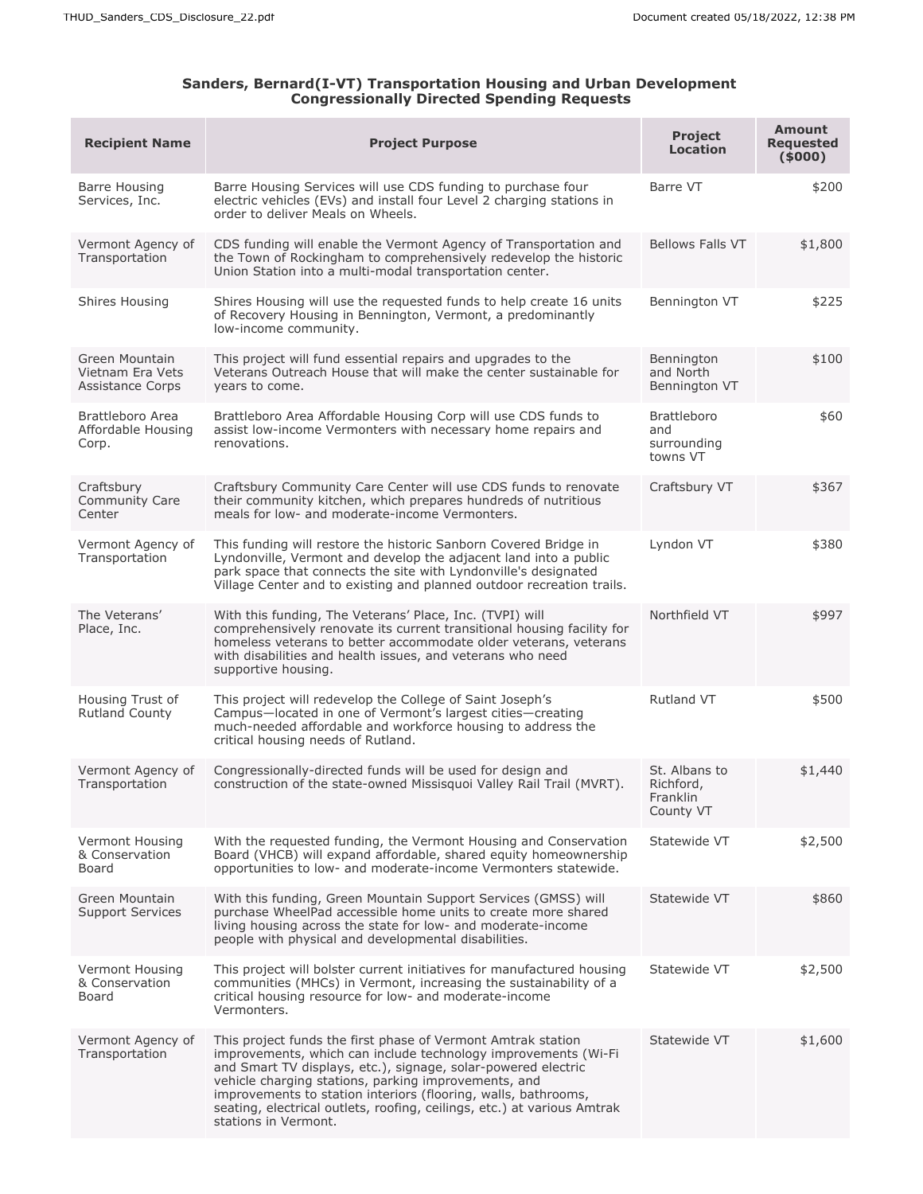**Sanders, Bernard(I-VT) Transportation Housing and Urban Development Congressionally Directed Spending Requests**

| Recipient Name | Project Purpose | Project Location | Amount Requested ($000) |
|---|---|---|---|
| Barre Housing Services, Inc. | Barre Housing Services will use CDS funding to purchase four electric vehicles (EVs) and install four Level 2 charging stations in order to deliver Meals on Wheels. | Barre VT | $200 |
| Vermont Agency of Transportation | CDS funding will enable the Vermont Agency of Transportation and the Town of Rockingham to comprehensively redevelop the historic Union Station into a multi-modal transportation center. | Bellows Falls VT | $1,800 |
| Shires Housing | Shires Housing will use the requested funds to help create 16 units of Recovery Housing in Bennington, Vermont, a predominantly low-income community. | Bennington VT | $225 |
| Green Mountain Vietnam Era Vets Assistance Corps | This project will fund essential repairs and upgrades to the Veterans Outreach House that will make the center sustainable for years to come. | Bennington and North Bennington VT | $100 |
| Brattleboro Area Affordable Housing Corp. | Brattleboro Area Affordable Housing Corp will use CDS funds to assist low-income Vermonters with necessary home repairs and renovations. | Brattleboro and surrounding towns VT | $60 |
| Craftsbury Community Care Center | Craftsbury Community Care Center will use CDS funds to renovate their community kitchen, which prepares hundreds of nutritious meals for low- and moderate-income Vermonters. | Craftsbury VT | $367 |
| Vermont Agency of Transportation | This funding will restore the historic Sanborn Covered Bridge in Lyndonville, Vermont and develop the adjacent land into a public park space that connects the site with Lyndonville's designated Village Center and to existing and planned outdoor recreation trails. | Lyndon VT | $380 |
| The Veterans' Place, Inc. | With this funding, The Veterans' Place, Inc. (TVPI) will comprehensively renovate its current transitional housing facility for homeless veterans to better accommodate older veterans, veterans with disabilities and health issues, and veterans who need supportive housing. | Northfield VT | $997 |
| Housing Trust of Rutland County | This project will redevelop the College of Saint Joseph's Campus—located in one of Vermont's largest cities—creating much-needed affordable and workforce housing to address the critical housing needs of Rutland. | Rutland VT | $500 |
| Vermont Agency of Transportation | Congressionally-directed funds will be used for design and construction of the state-owned Missisquoi Valley Rail Trail (MVRT). | St. Albans to Richford, Franklin County VT | $1,440 |
| Vermont Housing & Conservation Board | With the requested funding, the Vermont Housing and Conservation Board (VHCB) will expand affordable, shared equity homeownership opportunities to low- and moderate-income Vermonters statewide. | Statewide VT | $2,500 |
| Green Mountain Support Services | With this funding, Green Mountain Support Services (GMSS) will purchase WheelPad accessible home units to create more shared living housing across the state for low- and moderate-income people with physical and developmental disabilities. | Statewide VT | $860 |
| Vermont Housing & Conservation Board | This project will bolster current initiatives for manufactured housing communities (MHCs) in Vermont, increasing the sustainability of a critical housing resource for low- and moderate-income Vermonters. | Statewide VT | $2,500 |
| Vermont Agency of Transportation | This project funds the first phase of Vermont Amtrak station improvements, which can include technology improvements (Wi-Fi and Smart TV displays, etc.), signage, solar-powered electric vehicle charging stations, parking improvements, and improvements to station interiors (flooring, walls, bathrooms, seating, electrical outlets, roofing, ceilings, etc.) at various Amtrak stations in Vermont. | Statewide VT | $1,600 |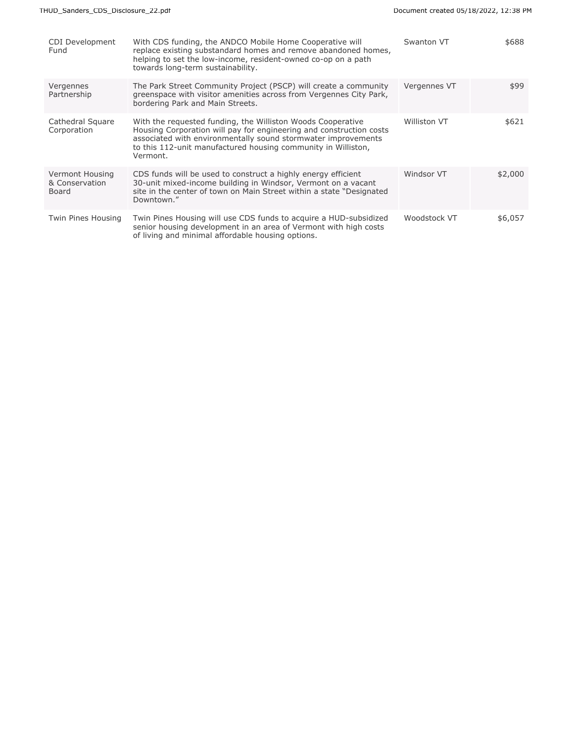| | | | |
|---|---|---|---|
| CDI Development Fund | With CDS funding, the ANDCO Mobile Home Cooperative will replace existing substandard homes and remove abandoned homes, helping to set the low-income, resident-owned co-op on a path towards long-term sustainability. | Swanton VT | $688 |
| Vergennes Partnership | The Park Street Community Project (PSCP) will create a community greenspace with visitor amenities across from Vergennes City Park, bordering Park and Main Streets. | Vergennes VT | $99 |
| Cathedral Square Corporation | With the requested funding, the Williston Woods Cooperative Housing Corporation will pay for engineering and construction costs associated with environmentally sound stormwater improvements to this 112-unit manufactured housing community in Williston, Vermont. | Williston VT | $621 |
| Vermont Housing & Conservation Board | CDS funds will be used to construct a highly energy efficient 30-unit mixed-income building in Windsor, Vermont on a vacant site in the center of town on Main Street within a state "Designated Downtown." | Windsor VT | $2,000 |
| Twin Pines Housing | Twin Pines Housing will use CDS funds to acquire a HUD-subsidized senior housing development in an area of Vermont with high costs of living and minimal affordable housing options. | Woodstock VT | $6,057 |